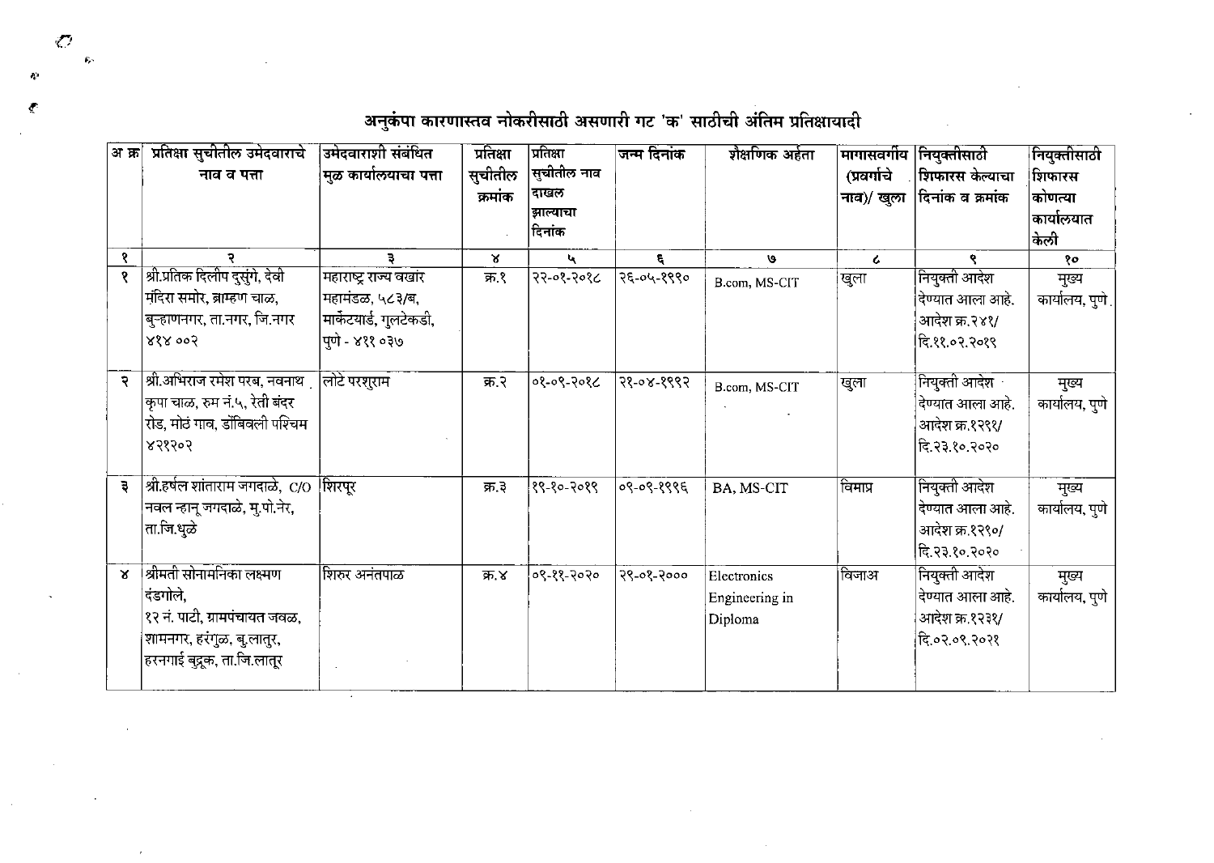# अनुकंपा कारणास्तव नोकरीसाठी असणारी गट 'क' साठीची अंतिम प्रतिक्षायादी

| अ क्र | प्रतिक्षा सुचीतील उमेदवाराचे नाव व पत्ता | उमेदवाराशी संबंधित मुळ कार्यालयाचा पत्ता | प्रतिक्षा सुचीतील क्रमांक | प्रतिक्षा सुचीतील नाव दाखल झाल्याचा दिनांक | जन्म दिनांक | शैक्षणिक अर्हता | मागासवर्गीय (प्रवर्गाचे नाव)/ खुला | नियुक्तीसाठी शिफारस केल्याचा दिनांक व क्रमांक | नियुक्तीसाठी शिफारस कोणत्या कार्यालयात केली |
|---|---|---|---|---|---|---|---|---|---|
| १ | २ | ३ | ४ | ५ | ६ | ७ | ८ | ९ | १० |
| १ | श्री.प्रतिक दिलीप दुसुंगे, देवी मंदिरा समोर, ब्राम्हण चाळ, बुऱ्हाणनगर, ता.नगर, जि.नगर ४१४ ००२ | महाराष्ट्र राज्य वखार महामंडळ, ५८३/ब, मार्केटयार्ड, गुलटेकडी, पुणे - ४११ ०३७ | क्र.१ | २२-०१-२०१८ | २६-०५-१९९० | B.com, MS-CIT | खुला | नियुक्ती आदेश देण्यात आला आहे. आदेश क्र.२४१/ दि.११.०२.२०१९ | मुख्य कार्यालय, पुणे |
| २ | श्री.अभिराज रमेश परब, नवनाथ कृपा चाळ, रुम नं.५, रेती बंदर रोड, मोठं गाव, डोंबिवली पश्चिम ४२१२०२ | लोटे परशुराम | क्र.२ | ०१-०९-२०१८ | २१-०४-१९९२ | B.com, MS-CIT | खुला | नियुक्ती आदेश देण्यात आला आहे. आदेश क्र.१२११/ दि.२३.१०.२०२० | मुख्य कार्यालय, पुणे |
| ३ | श्री.हर्षल शांताराम जगदाळे, C/O नवल न्हानू जगदाळे, मु.पो.नेर, ता.जि.धुळे | शिरपूर | क्र.३ | १९-१०-२०१९ | ०९-०९-१९९६ | BA, MS-CIT | विमाप्र | नियुक्ती आदेश देण्यात आला आहे. आदेश क्र.१२१०/ दि.२३.१०.२०२० | मुख्य कार्यालय, पुणे |
| ४ | श्रीमती सोनामनिका लक्ष्मण दंडगोले, १२ नं. पाटी, ग्रामपंचायत जवळ, शामनगर, हरंगुळ, बु.लातुर, हरनगाई बुद्रूक, ता.जि.लातूर | शिरुर अनंतपाळ | क्र.४ | ०९-११-२०२० | २९-०१-२००० | Electronics Engineering in Diploma | विजाअ | नियुक्ती आदेश देण्यात आला आहे. आदेश क्र.१२३१/ दि.०२.०९.२०२१ | मुख्य कार्यालय, पुणे |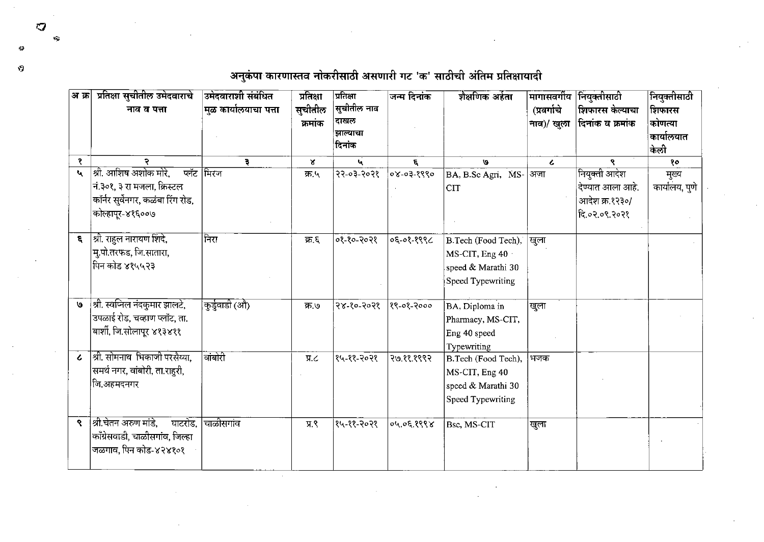# अनुकंपा कारणास्तव नोकरीसाठी असणारी गट 'क' साठीची अंतिम प्रतिक्षायादी

| अ क्र | प्रतिक्षा सुचीतील उमेदवाराचे नाव व पत्ता | उमेदवाराशी संबंधित मुळ कार्यालयाचा पत्ता | प्रतिक्षा सुचीतील क्रमांक | प्रतिक्षा सुचीतील नाव दाखल झाल्याचा दिनांक | जन्म दिनांक | शैक्षणिक अर्हता | मागासवर्गीय (प्रवर्गाचे नाव)/ खुला | नियुक्तीसाठी शिफारस केल्याचा दिनांक व क्रमांक | नियुक्तीसाठी शिफारस कोणत्या कार्यालयात केली |
|---|---|---|---|---|---|---|---|---|---|
| १ | २ | ३ | ४ | ५ | ६ | ७ | ८ | ९ | १० |
| ५ | श्री. आशिष अशोक मोरे, फ्लॅट नं.३०१, ३ रा मजला, क्रिस्टल कॉर्नर सुर्वेनगर, कळंबा रिंग रोड, कोल्हापूर-४१६००७ | मिरज | क्र.५ | २२-०३-२०२१ | ०४-०३-१९९० | BA, B.Sc Agri, MS-CIT | अजा | नियुक्ती आदेश देण्यात आला आहे. आदेश क्र.१२३०/ दि.०२.०९.२०२१ | मुख्य कार्यालय, पुणे |
| ६ | श्री. राहुल नारायण शिंदे, मु.पो.तरफड, जि.सातारा, पिन कोड ४१५५२३ | निरा | क्र.६ | ०१-१०-२०२१ | ०६-०१-१९९८ | B.Tech (Food Tech), MS-CIT, Eng 40 speed & Marathi 30 Speed Typewriting | खुला | | |
| ७ | श्री. स्वप्निल नंदकुमार झालटे, उपळाई रोड, चव्हाण प्लॉट, ता. बार्शी, जि.सोलापूर ४१३४११ | कुर्डुवाडी (औ) | क्र.७ | २४-१०-२०२१ | १९-०१-२००० | BA, Diploma in Pharmacy, MS-CIT, Eng 40 speed Typewriting | खुला | | |
| ८ | श्री. सोमनाथ भिकाजी परसैय्या, समर्थ नगर, वांबोरी, ता.राहुरी, जि.अहमदनगर | वांबोरी | प्र.८ | १५-११-२०२१ | २७.११.१९९२ | B.Tech (Food Tech), MS-CIT, Eng 40 speed & Marathi 30 Speed Typewriting | भजक | | |
| ९ | श्री.चेतन अरुण मांडे, घाटरोड, कॉंग्रेसवाडी, चाळीसगांव, जिल्हा जळगाव, पिन कोड-४२४१०१ | चाळीसगांव | प्र.९ | १५-११-२०२१ | ०५.०६.१९९४ | Bsc, MS-CIT | खुला | | |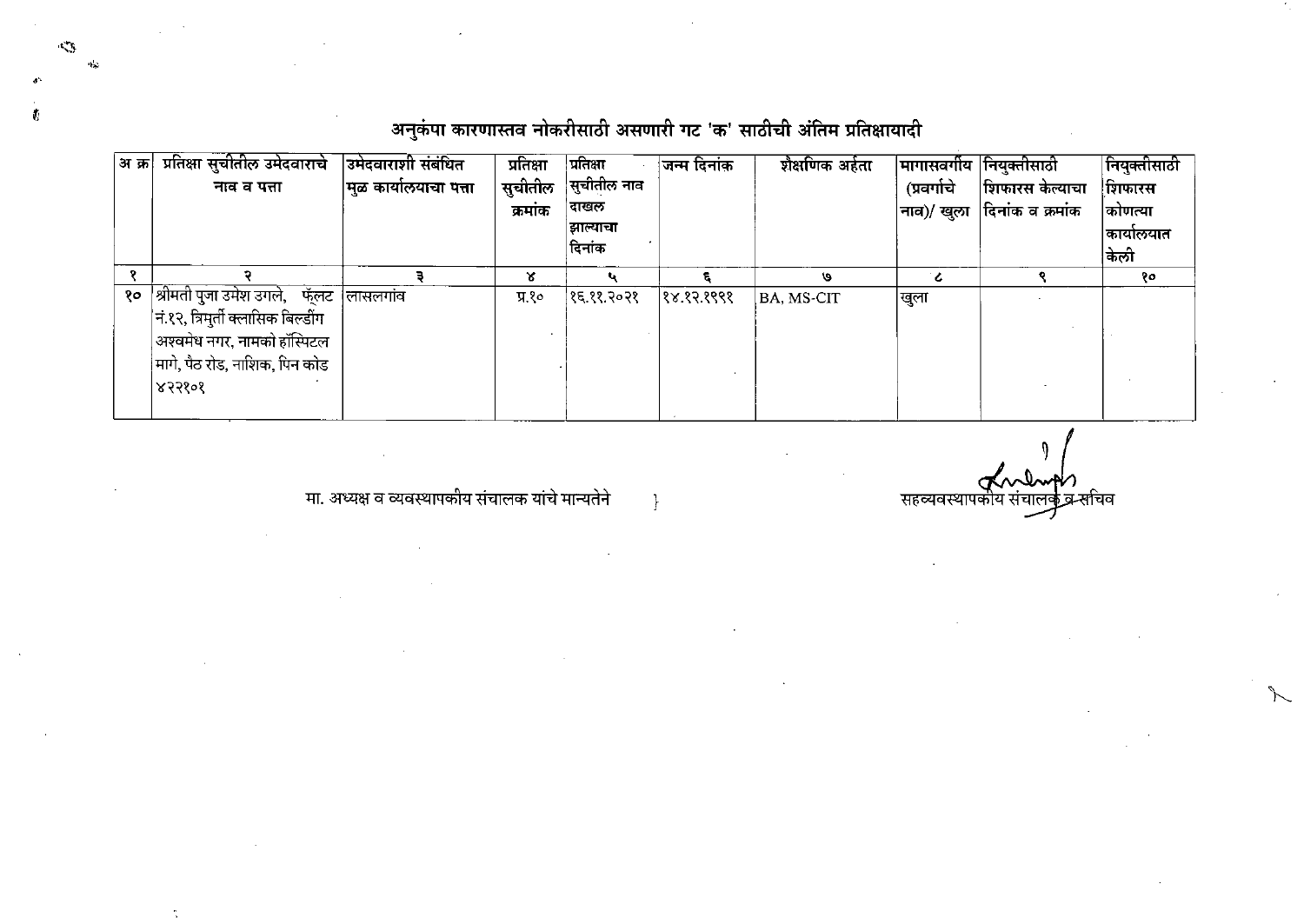# अनुकंपा कारणास्तव नोकरीसाठी असणारी गट 'क' साठीची अंतिम प्रतिक्षायादी

| अ क्र | प्रतिक्षा सुचीतील उमेदवाराचे नाव व पत्ता | उमेदवाराशी संबंधित मुळ कार्यालयाचा पत्ता | प्रतिक्षा सुचीतील क्रमांक | प्रतिक्षा सुचीतील नाव दाखल झाल्याचा दिनांक | जन्म दिनांक | शैक्षणिक अर्हता | मागासवर्गीय (प्रवर्गाचे नाव)/ खुला | नियुक्तीसाठी शिफारस केल्याचा दिनांक व क्रमांक | नियुक्तीसाठी शिफारस कोणत्या कार्यालयात केली |
|---|---|---|---|---|---|---|---|---|---|
| १ | २ | ३ | ४ | ५ | ६ | ७ | ८ | ९ | १० |
| १० | श्रीमती पुजा उमेश उगले, फ्लॅट नं.१२, त्रिमुर्ती क्लासिक बिल्डींग अश्वमेध नगर, नामको हॉस्पिटल मागे, पेठ रोड, नाशिक, पिन कोड ४२२१०१ | लासलगांव | प्र.१० | १६.११.२०२१ | १४.१२.१९९१ | BA, MS-CIT | खुला | | |

मा. अध्यक्ष व व्यवस्थापकीय संचालक यांचे मान्यतेने

सहव्यवस्थापकीय संचालक व सचिव